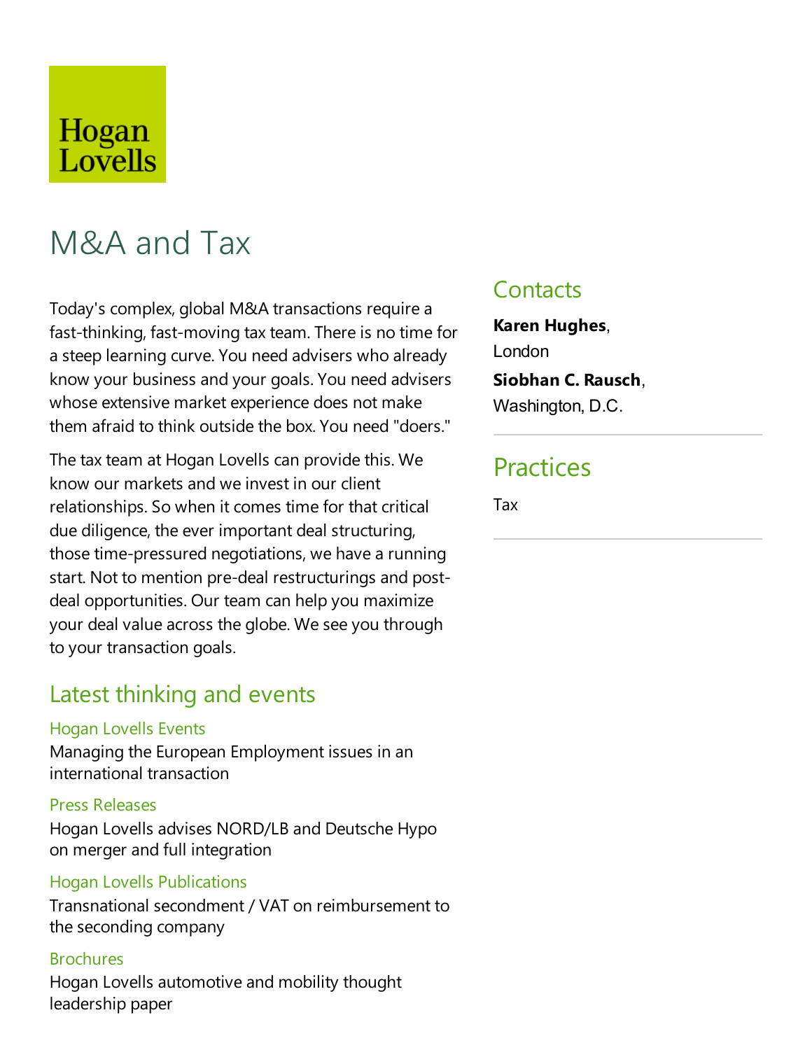Hogan Lovells

# M&A and Tax

Today's complex, global M&A transactions require a fast-thinking, fast-moving tax team. There is no time for a steep learning curve. You need advisers who already know your business and your goals. You need advisers whose extensive market experience does not make them afraid to think outside the box. You need "doers."

The tax team at Hogan Lovells can provide this. We know our markets and we invest in our client relationships. So when it comes time for that critical due diligence, the ever important deal structuring, those time-pressured negotiations, we have a running start. Not to mention pre-deal restructurings and post-deal opportunities. Our team can help you maximize your deal value across the globe. We see you through to your transaction goals.

## Latest thinking and events

### Hogan Lovells Events

Managing the European Employment issues in an international transaction

### Press Releases

Hogan Lovells advises NORD/LB and Deutsche Hypo on merger and full integration

### Hogan Lovells Publications

Transnational secondment / VAT on reimbursement to the seconding company

### Brochures

Hogan Lovells automotive and mobility thought leadership paper

## Contacts

**Karen Hughes**, London

**Siobhan C. Rausch**, Washington, D.C.

## Practices

Tax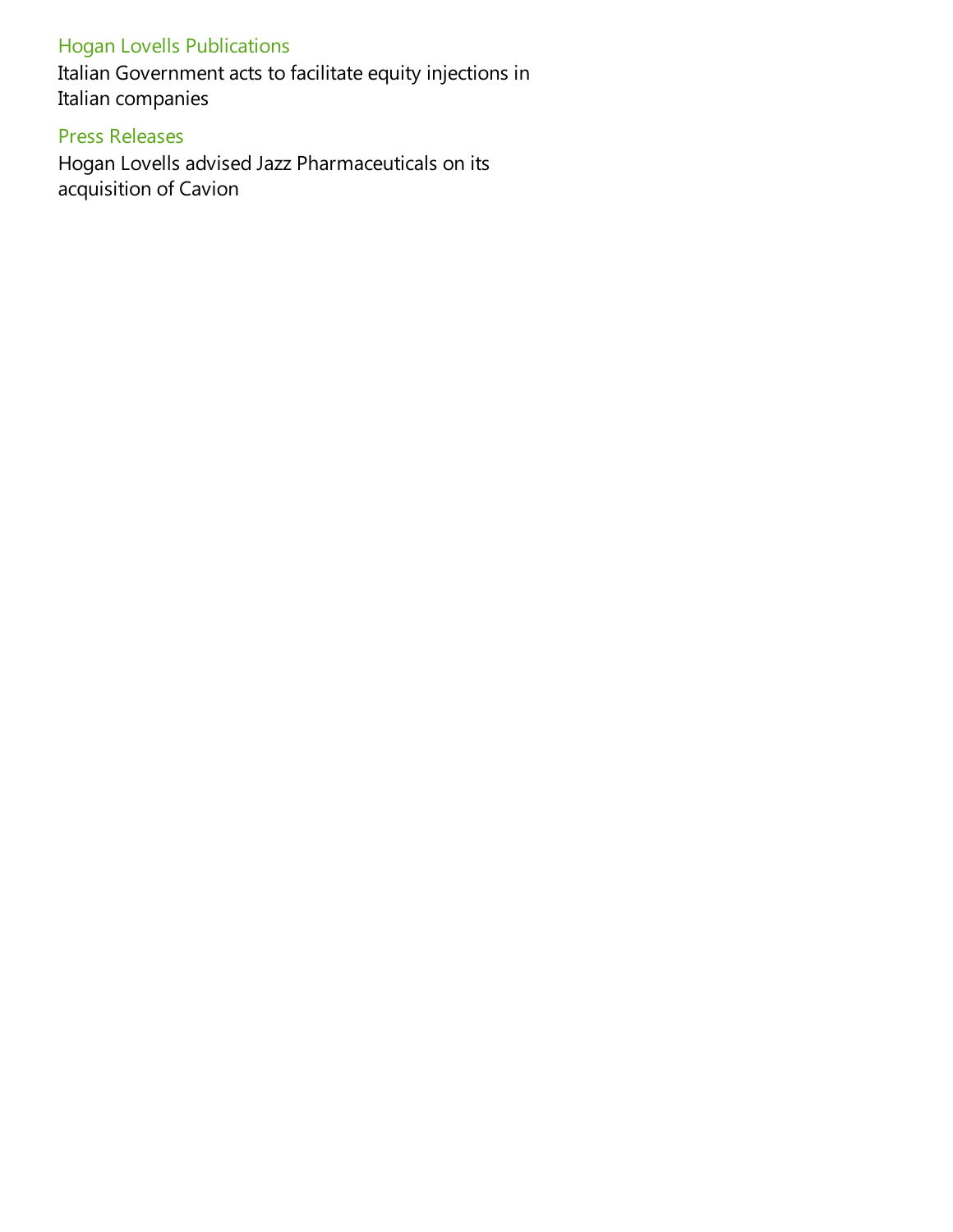### Hogan Lovells Publications

Italian Government acts to facilitate equity injections in Italian companies

### Press Releases

Hogan Lovells advised Jazz Pharmaceuticals on its acquisition of Cavion